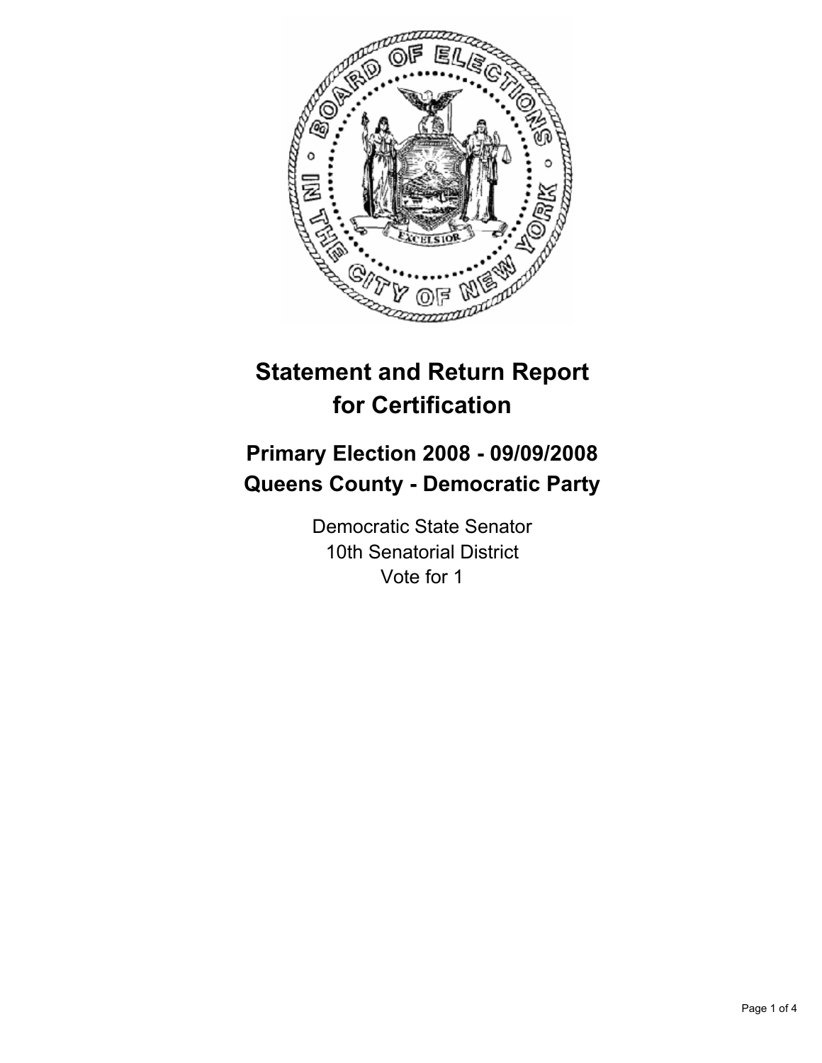# Statement and Return Report for Certification

## Primary Election 2008 - 09/09/2008
## Queens County - Democratic Party

Democratic State Senator
10th Senatorial District
Vote for 1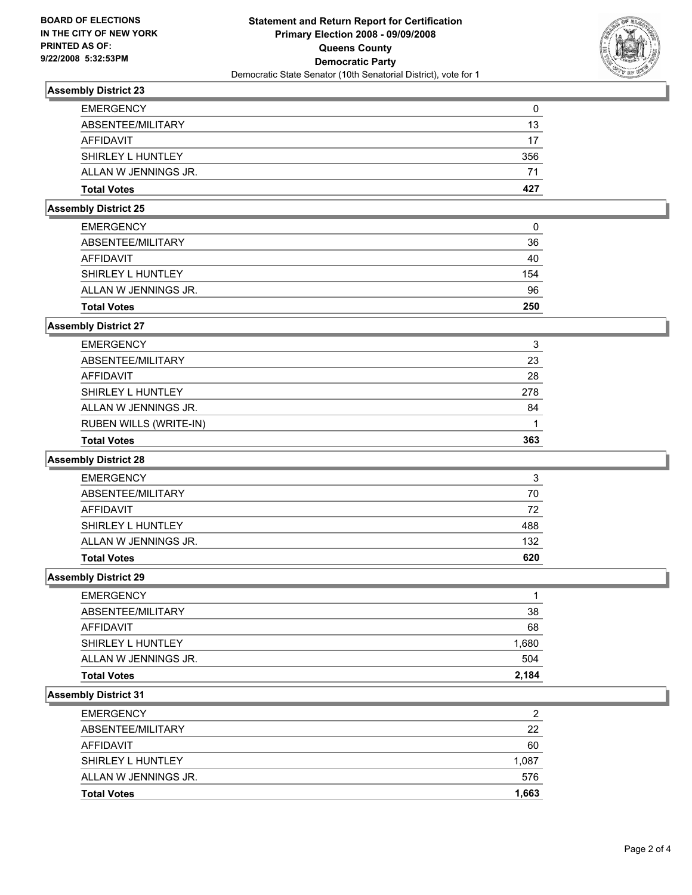**BOARD OF ELECTIONS**
**IN THE CITY OF NEW YORK**
**PRINTED AS OF:**
**9/22/2008 5:32:53PM**

# Statement and Return Report for Certification
## Primary Election 2008 - 09/09/2008
## Queens County
## Democratic Party
Democratic State Senator (10th Senatorial District), vote for 1

### Assembly District 23

| | |
|---|---|
| EMERGENCY | 0 |
| ABSENTEE/MILITARY | 13 |
| AFFIDAVIT | 17 |
| SHIRLEY L HUNTLEY | 356 |
| ALLAN W JENNINGS JR. | 71 |
| **Total Votes** | **427** |

### Assembly District 25

| | |
|---|---|
| EMERGENCY | 0 |
| ABSENTEE/MILITARY | 36 |
| AFFIDAVIT | 40 |
| SHIRLEY L HUNTLEY | 154 |
| ALLAN W JENNINGS JR. | 96 |
| **Total Votes** | **250** |

### Assembly District 27

| | |
|---|---|
| EMERGENCY | 3 |
| ABSENTEE/MILITARY | 23 |
| AFFIDAVIT | 28 |
| SHIRLEY L HUNTLEY | 278 |
| ALLAN W JENNINGS JR. | 84 |
| RUBEN WILLS (WRITE-IN) | 1 |
| **Total Votes** | **363** |

### Assembly District 28

| | |
|---|---|
| EMERGENCY | 3 |
| ABSENTEE/MILITARY | 70 |
| AFFIDAVIT | 72 |
| SHIRLEY L HUNTLEY | 488 |
| ALLAN W JENNINGS JR. | 132 |
| **Total Votes** | **620** |

### Assembly District 29

| | |
|---|---|
| EMERGENCY | 1 |
| ABSENTEE/MILITARY | 38 |
| AFFIDAVIT | 68 |
| SHIRLEY L HUNTLEY | 1,680 |
| ALLAN W JENNINGS JR. | 504 |
| **Total Votes** | **2,184** |

### Assembly District 31

| | |
|---|---|
| EMERGENCY | 2 |
| ABSENTEE/MILITARY | 22 |
| AFFIDAVIT | 60 |
| SHIRLEY L HUNTLEY | 1,087 |
| ALLAN W JENNINGS JR. | 576 |
| **Total Votes** | **1,663** |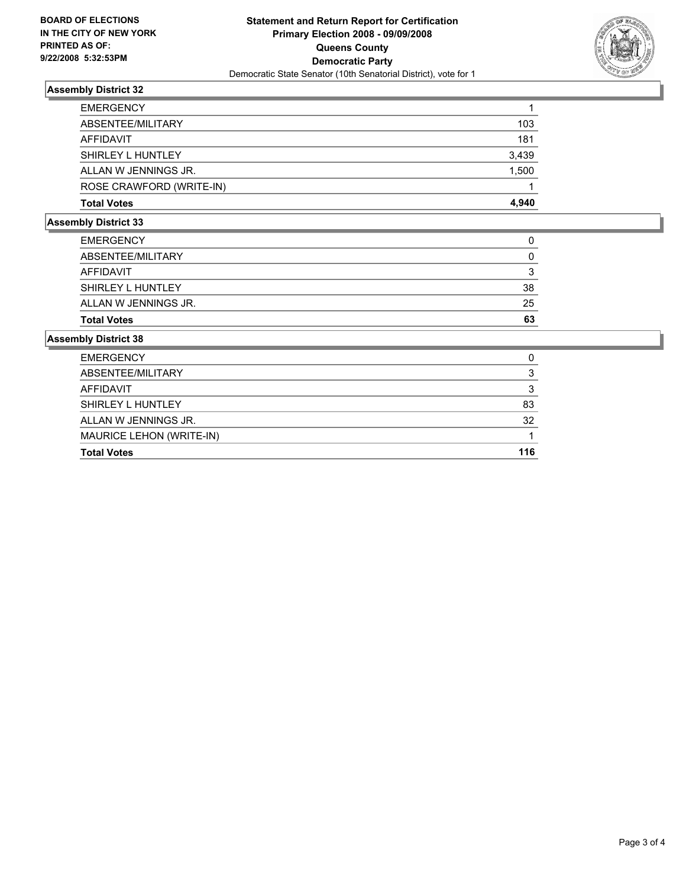**BOARD OF ELECTIONS IN THE CITY OF NEW YORK PRINTED AS OF: 9/22/2008 5:32:53PM**

# Statement and Return Report for Certification
## Primary Election 2008 - 09/09/2008
## Queens County
## Democratic Party
Democratic State Senator (10th Senatorial District), vote for 1

### Assembly District 32

| | |
|---|---|
| EMERGENCY | 1 |
| ABSENTEE/MILITARY | 103 |
| AFFIDAVIT | 181 |
| SHIRLEY L HUNTLEY | 3,439 |
| ALLAN W JENNINGS JR. | 1,500 |
| ROSE CRAWFORD (WRITE-IN) | 1 |
| **Total Votes** | **4,940** |

### Assembly District 33

| | |
|---|---|
| EMERGENCY | 0 |
| ABSENTEE/MILITARY | 0 |
| AFFIDAVIT | 3 |
| SHIRLEY L HUNTLEY | 38 |
| ALLAN W JENNINGS JR. | 25 |
| **Total Votes** | **63** |

### Assembly District 38

| | |
|---|---|
| EMERGENCY | 0 |
| ABSENTEE/MILITARY | 3 |
| AFFIDAVIT | 3 |
| SHIRLEY L HUNTLEY | 83 |
| ALLAN W JENNINGS JR. | 32 |
| MAURICE LEHON (WRITE-IN) | 1 |
| **Total Votes** | **116** |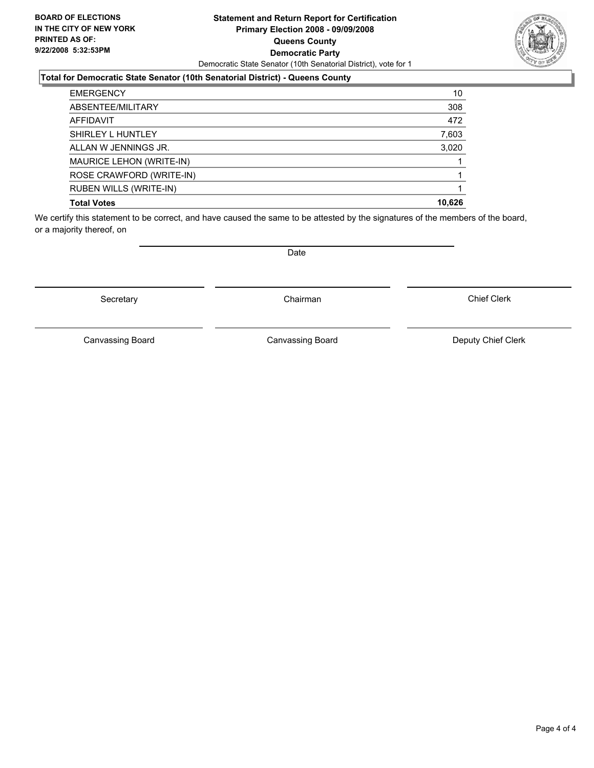**BOARD OF ELECTIONS IN THE CITY OF NEW YORK PRINTED AS OF: 9/22/2008 5:32:53PM**

**Statement and Return Report for Certification**
**Primary Election 2008 - 09/09/2008**
**Queens County**
**Democratic Party**
Democratic State Senator (10th Senatorial District), vote for 1

### Total for Democratic State Senator (10th Senatorial District) - Queens County

| | |
|---|---|
| EMERGENCY | 10 |
| ABSENTEE/MILITARY | 308 |
| AFFIDAVIT | 472 |
| SHIRLEY L HUNTLEY | 7,603 |
| ALLAN W JENNINGS JR. | 3,020 |
| MAURICE LEHON (WRITE-IN) | 1 |
| ROSE CRAWFORD (WRITE-IN) | 1 |
| RUBEN WILLS (WRITE-IN) | 1 |
| **Total Votes** | **10,626** |

We certify this statement to be correct, and have caused the same to be attested by the signatures of the members of the board, or a majority thereof, on

Date

Secretary | Chairman | Chief Clerk

Canvassing Board | Canvassing Board | Deputy Chief Clerk